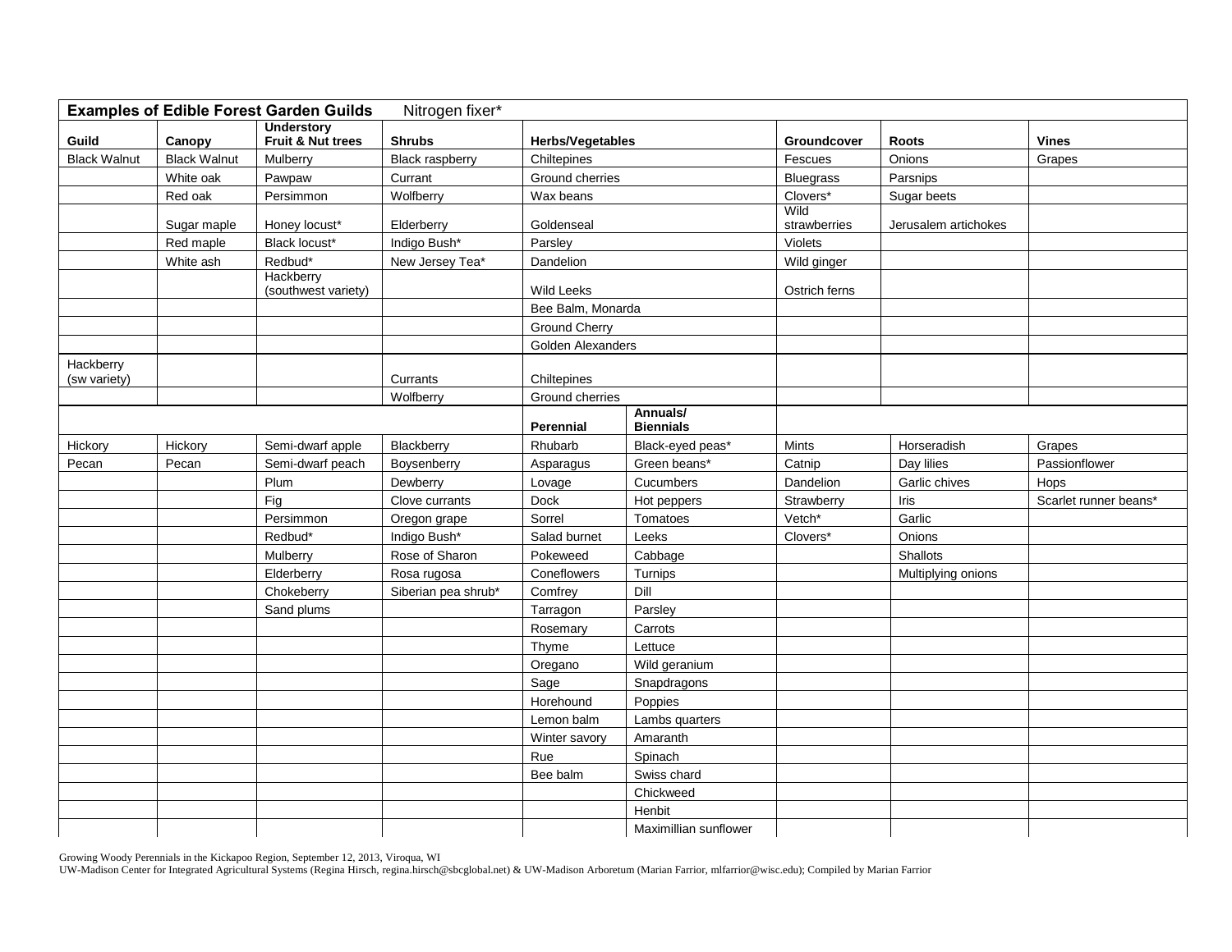**Examples of Edible Forest Garden Guilds** Nitrogen fixer*

| Guild | Canopy | Understory Fruit & Nut trees | Shrubs | Herbs/Vegetables | | Groundcover | Roots | Vines |
|---|---|---|---|---|---|---|---|---|
| Black Walnut | Black Walnut | Mulberry | Black raspberry | Chiltepines | | Fescues | Onions | Grapes |
| | White oak | Pawpaw | Currant | Ground cherries | | Bluegrass | Parsnips | |
| | Red oak | Persimmon | Wolfberry | Wax beans | | Clovers* | Sugar beets | |
| | Sugar maple | Honey locust* | Elderberry | Goldenseal | | Wild strawberries | Jerusalem artichokes | |
| | Red maple | Black locust* | Indigo Bush* | Parsley | | Violets | | |
| | White ash | Redbud* | New Jersey Tea* | Dandelion | | Wild ginger | | |
| | | Hackberry (southwest variety) | | Wild Leeks | | Ostrich ferns | | |
| | | | | Bee Balm, Monarda | | | | |
| | | | | Ground Cherry | | | | |
| | | | | Golden Alexanders | | | | |
| Hackberry (sw variety) | | | Currants | Chiltepines | | | | |
| | | | Wolfberry | Ground cherries | | | | |
| | | | | **Perennial** | **Annuals/ Biennials** | | | |
| Hickory | Hickory | Semi-dwarf apple | Blackberry | Rhubarb | Black-eyed peas* | Mints | Horseradish | Grapes |
| Pecan | Pecan | Semi-dwarf peach | Boysenberry | Asparagus | Green beans* | Catnip | Day lilies | Passionflower |
| | | Plum | Dewberry | Lovage | Cucumbers | Dandelion | Garlic chives | Hops |
| | | Fig | Clove currants | Dock | Hot peppers | Strawberry | Iris | Scarlet runner beans* |
| | | Persimmon | Oregon grape | Sorrel | Tomatoes | Vetch* | Garlic | |
| | | Redbud* | Indigo Bush* | Salad burnet | Leeks | Clovers* | Onions | |
| | | Mulberry | Rose of Sharon | Pokeweed | Cabbage | | Shallots | |
| | | Elderberry | Rosa rugosa | Coneflowers | Turnips | | Multiplying onions | |
| | | Chokeberry | Siberian pea shrub* | Comfrey | Dill | | | |
| | | Sand plums | | Tarragon | Parsley | | | |
| | | | | Rosemary | Carrots | | | |
| | | | | Thyme | Lettuce | | | |
| | | | | Oregano | Wild geranium | | | |
| | | | | Sage | Snapdragons | | | |
| | | | | Horehound | Poppies | | | |
| | | | | Lemon balm | Lambs quarters | | | |
| | | | | Winter savory | Amaranth | | | |
| | | | | Rue | Spinach | | | |
| | | | | Bee balm | Swiss chard | | | |
| | | | | | Chickweed | | | |
| | | | | | Henbit | | | |
| | | | | | Maximillian sunflower | | | |

Growing Woody Perennials in the Kickapoo Region, September 12, 2013, Viroqua, WI
UW-Madison Center for Integrated Agricultural Systems (Regina Hirsch, regina.hirsch@sbcglobal.net) & UW-Madison Arboretum (Marian Farrior, mlfarrior@wisc.edu); Compiled by Marian Farrior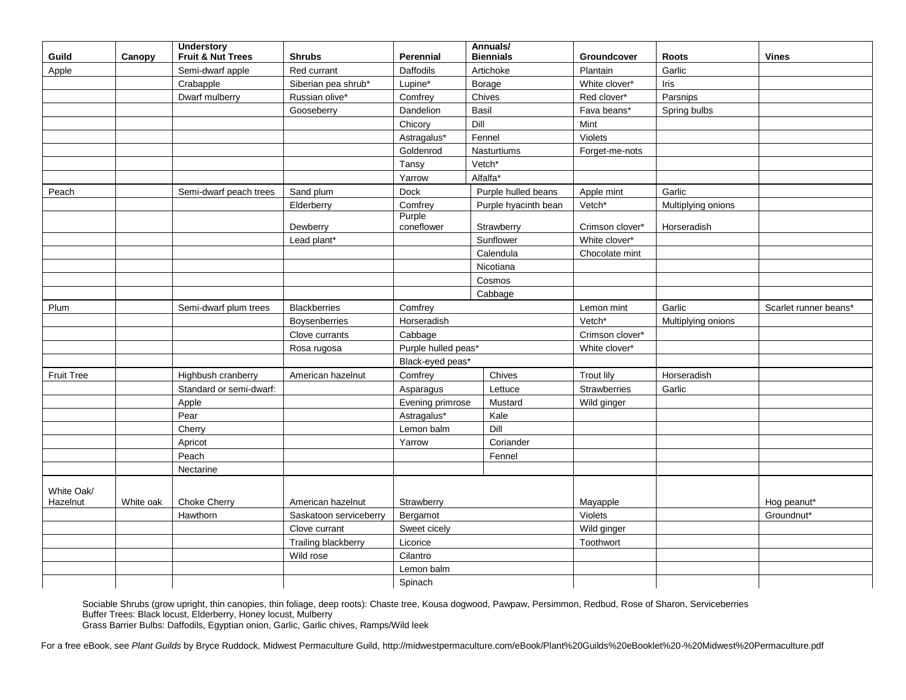| Guild | Canopy | Understory Fruit & Nut Trees | Shrubs | Perennial | Annuals/ Biennials | Groundcover | Roots | Vines |
|---|---|---|---|---|---|---|---|---|
| Apple | | Semi-dwarf apple | Red currant | Daffodils | Artichoke | Plantain | Garlic | |
| | | Crabapple | Siberian pea shrub* | Lupine* | Borage | White clover* | Iris | |
| | | Dwarf mulberry | Russian olive* | Comfrey | Chives | Red clover* | Parsnips | |
| | | | Gooseberry | Dandelion | Basil | Fava beans* | Spring bulbs | |
| | | | | Chicory | Dill | Mint | | |
| | | | | Astragalus* | Fennel | Violets | | |
| | | | | Goldenrod | Nasturtiums | Forget-me-nots | | |
| | | | | Tansy | Vetch* | | | |
| | | | | Yarrow | Alfalfa* | | | |
| Peach | | Semi-dwarf peach trees | Sand plum | Dock | Purple hulled beans | Apple mint | Garlic | |
| | | | Elderberry | Comfrey | Purple hyacinth bean | Vetch* | Multiplying onions | |
| | | | Dewberry | Purple coneflower | Strawberry | Crimson clover* | Horseradish | |
| | | | Lead plant* | | Sunflower | White clover* | | |
| | | | | | Calendula | Chocolate mint | | |
| | | | | | Nicotiana | | | |
| | | | | | Cosmos | | | |
| | | | | | Cabbage | | | |
| Plum | | Semi-dwarf plum trees | Blackberries | Comfrey | | Lemon mint | Garlic | Scarlet runner beans* |
| | | | Boysenberries | Horseradish | | Vetch* | Multiplying onions | |
| | | | Clove currants | Cabbage | | Crimson clover* | | |
| | | | Rosa rugosa | Purple hulled peas* | | White clover* | | |
| | | | | Black-eyed peas* | | | | |
| Fruit Tree | | Highbush cranberry | American hazelnut | Comfrey | Chives | Trout lily | Horseradish | |
| | | Standard or semi-dwarf: | | Asparagus | Lettuce | Strawberries | Garlic | |
| | | Apple | | Evening primrose | Mustard | Wild ginger | | |
| | | Pear | | Astragalus* | Kale | | | |
| | | Cherry | | Lemon balm | Dill | | | |
| | | Apricot | | Yarrow | Coriander | | | |
| | | Peach | | | Fennel | | | |
| | | Nectarine | | | | | | |
| White Oak/ Hazelnut | White oak | Choke Cherry | American hazelnut | Strawberry | | Mayapple | | Hog peanut* |
| | | Hawthorn | Saskatoon serviceberry | Bergamot | | Violets | | Groundnut* |
| | | | Clove currant | Sweet cicely | | Wild ginger | | |
| | | | Trailing blackberry | Licorice | | Toothwort | | |
| | | | Wild rose | Cilantro | | | | |
| | | | | Lemon balm | | | | |
| | | | | Spinach | | | | |

Sociable Shrubs (grow upright, thin canopies, thin foliage, deep roots): Chaste tree, Kousa dogwood, Pawpaw, Persimmon, Redbud, Rose of Sharon, Serviceberries
Buffer Trees: Black locust, Elderberry, Honey locust, Mulberry
Grass Barrier Bulbs: Daffodils, Egyptian onion, Garlic, Garlic chives, Ramps/Wild leek

For a free eBook, see *Plant Guilds* by Bryce Ruddock, Midwest Permaculture Guild, http://midwestpermaculture.com/eBook/Plant%20Guilds%20eBooklet%20-%20Midwest%20Permaculture.pdf